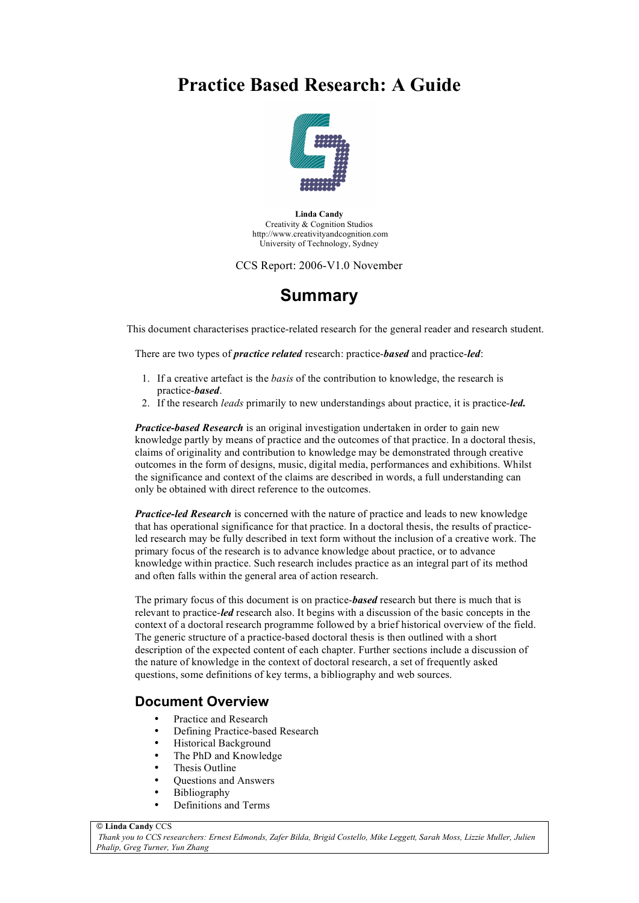# Practice Based Research: A Guide

**Linda Candy**
Creativity & Cognition Studios
http://www.creativityandcognition.com
University of Technology, Sydney

CCS Report: 2006-V1.0 November

## Summary

This document characterises practice-related research for the general reader and research student.

There are two types of ***practice related*** research: practice-***based*** and practice-***led***:

1. If a creative artefact is the *basis* of the contribution to knowledge, the research is practice-***based***.
2. If the research *leads* primarily to new understandings about practice, it is practice-***led.***

***Practice-based Research*** is an original investigation undertaken in order to gain new knowledge partly by means of practice and the outcomes of that practice. In a doctoral thesis, claims of originality and contribution to knowledge may be demonstrated through creative outcomes in the form of designs, music, digital media, performances and exhibitions. Whilst the significance and context of the claims are described in words, a full understanding can only be obtained with direct reference to the outcomes.

***Practice-led Research*** is concerned with the nature of practice and leads to new knowledge that has operational significance for that practice. In a doctoral thesis, the results of practice-led research may be fully described in text form without the inclusion of a creative work. The primary focus of the research is to advance knowledge about practice, or to advance knowledge within practice. Such research includes practice as an integral part of its method and often falls within the general area of action research.

The primary focus of this document is on practice-***based*** research but there is much that is relevant to practice-***led*** research also. It begins with a discussion of the basic concepts in the context of a doctoral research programme followed by a brief historical overview of the field. The generic structure of a practice-based doctoral thesis is then outlined with a short description of the expected content of each chapter. Further sections include a discussion of the nature of knowledge in the context of doctoral research, a set of frequently asked questions, some definitions of key terms, a bibliography and web sources.

## Document Overview

- Practice and Research
- Defining Practice-based Research
- Historical Background
- The PhD and Knowledge
- Thesis Outline
- Questions and Answers
- Bibliography
- Definitions and Terms

© **Linda Candy** CCS
*Thank you to CCS researchers: Ernest Edmonds, Zafer Bilda, Brigid Costello, Mike Leggett, Sarah Moss, Lizzie Muller, Julien Phalip, Greg Turner, Yun Zhang*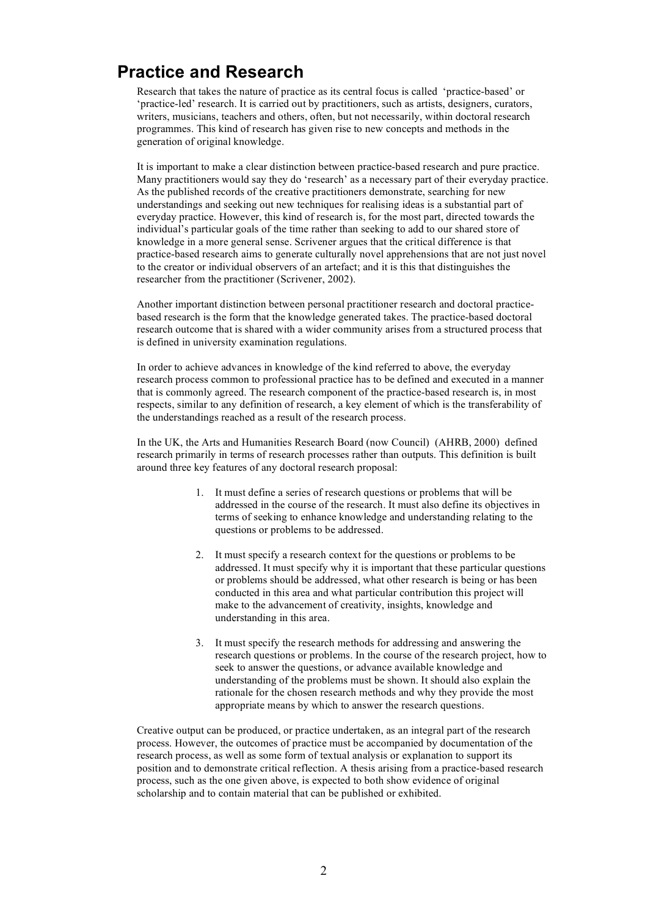## Practice and Research

Research that takes the nature of practice as its central focus is called 'practice-based' or 'practice-led' research. It is carried out by practitioners, such as artists, designers, curators, writers, musicians, teachers and others, often, but not necessarily, within doctoral research programmes. This kind of research has given rise to new concepts and methods in the generation of original knowledge.

It is important to make a clear distinction between practice-based research and pure practice. Many practitioners would say they do 'research' as a necessary part of their everyday practice. As the published records of the creative practitioners demonstrate, searching for new understandings and seeking out new techniques for realising ideas is a substantial part of everyday practice. However, this kind of research is, for the most part, directed towards the individual's particular goals of the time rather than seeking to add to our shared store of knowledge in a more general sense. Scrivener argues that the critical difference is that practice-based research aims to generate culturally novel apprehensions that are not just novel to the creator or individual observers of an artefact; and it is this that distinguishes the researcher from the practitioner (Scrivener, 2002).

Another important distinction between personal practitioner research and doctoral practice-based research is the form that the knowledge generated takes. The practice-based doctoral research outcome that is shared with a wider community arises from a structured process that is defined in university examination regulations.

In order to achieve advances in knowledge of the kind referred to above, the everyday research process common to professional practice has to be defined and executed in a manner that is commonly agreed. The research component of the practice-based research is, in most respects, similar to any definition of research, a key element of which is the transferability of the understandings reached as a result of the research process.

In the UK, the Arts and Humanities Research Board (now Council) (AHRB, 2000) defined research primarily in terms of research processes rather than outputs. This definition is built around three key features of any doctoral research proposal:

1. It must define a series of research questions or problems that will be addressed in the course of the research. It must also define its objectives in terms of seeking to enhance knowledge and understanding relating to the questions or problems to be addressed.

2. It must specify a research context for the questions or problems to be addressed. It must specify why it is important that these particular questions or problems should be addressed, what other research is being or has been conducted in this area and what particular contribution this project will make to the advancement of creativity, insights, knowledge and understanding in this area.

3. It must specify the research methods for addressing and answering the research questions or problems. In the course of the research project, how to seek to answer the questions, or advance available knowledge and understanding of the problems must be shown. It should also explain the rationale for the chosen research methods and why they provide the most appropriate means by which to answer the research questions.

Creative output can be produced, or practice undertaken, as an integral part of the research process. However, the outcomes of practice must be accompanied by documentation of the research process, as well as some form of textual analysis or explanation to support its position and to demonstrate critical reflection. A thesis arising from a practice-based research process, such as the one given above, is expected to both show evidence of original scholarship and to contain material that can be published or exhibited.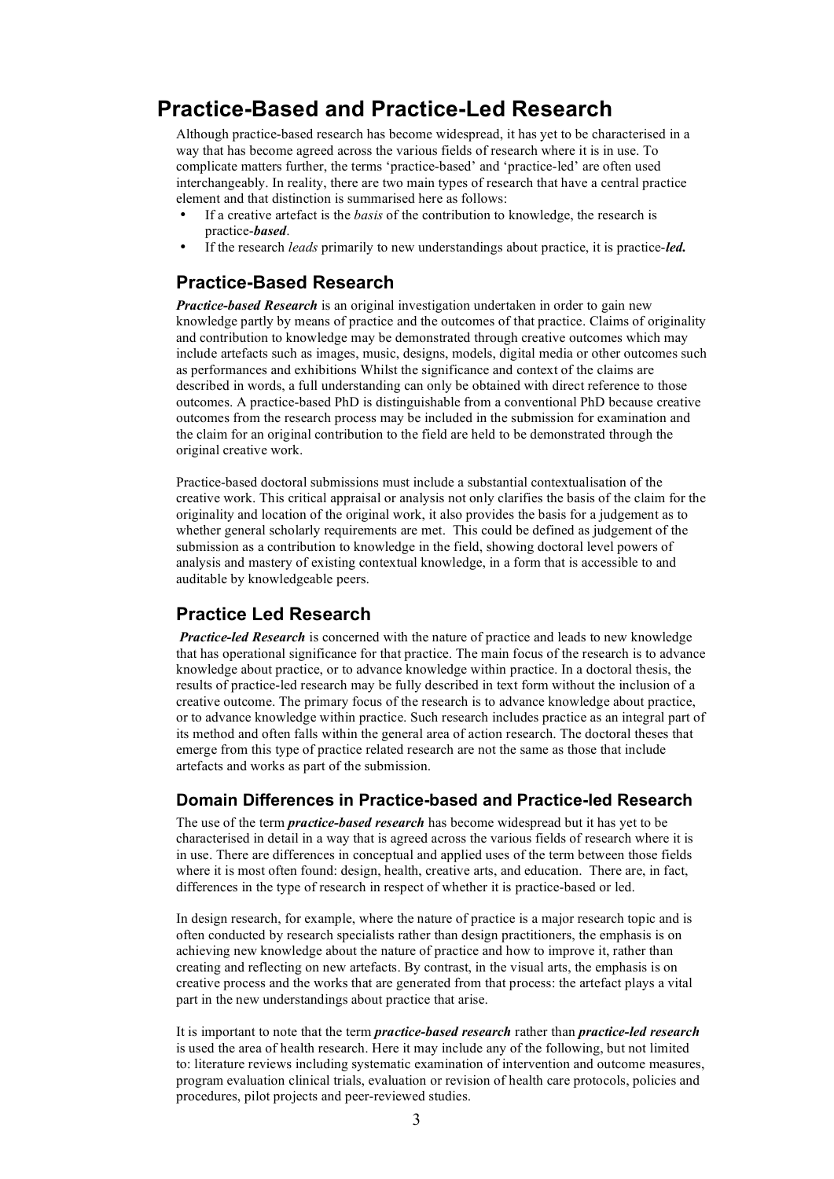# Practice-Based and Practice-Led Research

Although practice-based research has become widespread, it has yet to be characterised in a way that has become agreed across the various fields of research where it is in use. To complicate matters further, the terms 'practice-based' and 'practice-led' are often used interchangeably. In reality, there are two main types of research that have a central practice element and that distinction is summarised here as follows:

- If a creative artefact is the *basis* of the contribution to knowledge, the research is practice-***based***.
- If the research *leads* primarily to new understandings about practice, it is practice-***led.***

## Practice-Based Research

***Practice-based Research*** is an original investigation undertaken in order to gain new knowledge partly by means of practice and the outcomes of that practice. Claims of originality and contribution to knowledge may be demonstrated through creative outcomes which may include artefacts such as images, music, designs, models, digital media or other outcomes such as performances and exhibitions Whilst the significance and context of the claims are described in words, a full understanding can only be obtained with direct reference to those outcomes. A practice-based PhD is distinguishable from a conventional PhD because creative outcomes from the research process may be included in the submission for examination and the claim for an original contribution to the field are held to be demonstrated through the original creative work.

Practice-based doctoral submissions must include a substantial contextualisation of the creative work. This critical appraisal or analysis not only clarifies the basis of the claim for the originality and location of the original work, it also provides the basis for a judgement as to whether general scholarly requirements are met. This could be defined as judgement of the submission as a contribution to knowledge in the field, showing doctoral level powers of analysis and mastery of existing contextual knowledge, in a form that is accessible to and auditable by knowledgeable peers.

## Practice Led Research

***Practice-led Research*** is concerned with the nature of practice and leads to new knowledge that has operational significance for that practice. The main focus of the research is to advance knowledge about practice, or to advance knowledge within practice. In a doctoral thesis, the results of practice-led research may be fully described in text form without the inclusion of a creative outcome. The primary focus of the research is to advance knowledge about practice, or to advance knowledge within practice. Such research includes practice as an integral part of its method and often falls within the general area of action research. The doctoral theses that emerge from this type of practice related research are not the same as those that include artefacts and works as part of the submission.

### Domain Differences in Practice-based and Practice-led Research

The use of the term ***practice-based research*** has become widespread but it has yet to be characterised in detail in a way that is agreed across the various fields of research where it is in use. There are differences in conceptual and applied uses of the term between those fields where it is most often found: design, health, creative arts, and education. There are, in fact, differences in the type of research in respect of whether it is practice-based or led.

In design research, for example, where the nature of practice is a major research topic and is often conducted by research specialists rather than design practitioners, the emphasis is on achieving new knowledge about the nature of practice and how to improve it, rather than creating and reflecting on new artefacts. By contrast, in the visual arts, the emphasis is on creative process and the works that are generated from that process: the artefact plays a vital part in the new understandings about practice that arise.

It is important to note that the term ***practice-based research*** rather than ***practice-led research*** is used the area of health research. Here it may include any of the following, but not limited to: literature reviews including systematic examination of intervention and outcome measures, program evaluation clinical trials, evaluation or revision of health care protocols, policies and procedures, pilot projects and peer-reviewed studies.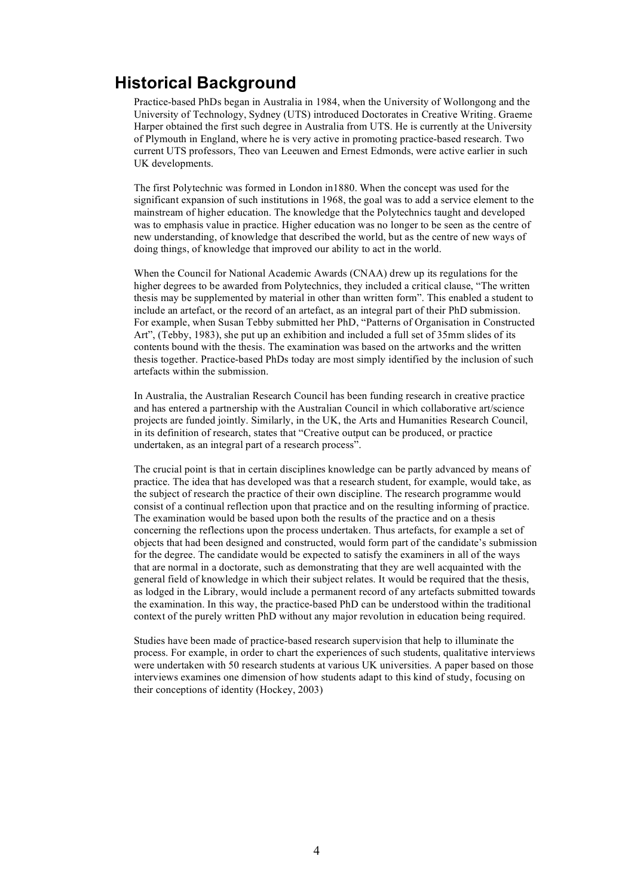## Historical Background

Practice-based PhDs began in Australia in 1984, when the University of Wollongong and the University of Technology, Sydney (UTS) introduced Doctorates in Creative Writing. Graeme Harper obtained the first such degree in Australia from UTS. He is currently at the University of Plymouth in England, where he is very active in promoting practice-based research. Two current UTS professors, Theo van Leeuwen and Ernest Edmonds, were active earlier in such UK developments.

The first Polytechnic was formed in London in1880. When the concept was used for the significant expansion of such institutions in 1968, the goal was to add a service element to the mainstream of higher education. The knowledge that the Polytechnics taught and developed was to emphasis value in practice. Higher education was no longer to be seen as the centre of new understanding, of knowledge that described the world, but as the centre of new ways of doing things, of knowledge that improved our ability to act in the world.

When the Council for National Academic Awards (CNAA) drew up its regulations for the higher degrees to be awarded from Polytechnics, they included a critical clause, "The written thesis may be supplemented by material in other than written form". This enabled a student to include an artefact, or the record of an artefact, as an integral part of their PhD submission. For example, when Susan Tebby submitted her PhD, "Patterns of Organisation in Constructed Art", (Tebby, 1983), she put up an exhibition and included a full set of 35mm slides of its contents bound with the thesis. The examination was based on the artworks and the written thesis together. Practice-based PhDs today are most simply identified by the inclusion of such artefacts within the submission.

In Australia, the Australian Research Council has been funding research in creative practice and has entered a partnership with the Australian Council in which collaborative art/science projects are funded jointly. Similarly, in the UK, the Arts and Humanities Research Council, in its definition of research, states that "Creative output can be produced, or practice undertaken, as an integral part of a research process".

The crucial point is that in certain disciplines knowledge can be partly advanced by means of practice. The idea that has developed was that a research student, for example, would take, as the subject of research the practice of their own discipline. The research programme would consist of a continual reflection upon that practice and on the resulting informing of practice. The examination would be based upon both the results of the practice and on a thesis concerning the reflections upon the process undertaken. Thus artefacts, for example a set of objects that had been designed and constructed, would form part of the candidate's submission for the degree. The candidate would be expected to satisfy the examiners in all of the ways that are normal in a doctorate, such as demonstrating that they are well acquainted with the general field of knowledge in which their subject relates. It would be required that the thesis, as lodged in the Library, would include a permanent record of any artefacts submitted towards the examination. In this way, the practice-based PhD can be understood within the traditional context of the purely written PhD without any major revolution in education being required.

Studies have been made of practice-based research supervision that help to illuminate the process. For example, in order to chart the experiences of such students, qualitative interviews were undertaken with 50 research students at various UK universities. A paper based on those interviews examines one dimension of how students adapt to this kind of study, focusing on their conceptions of identity (Hockey, 2003)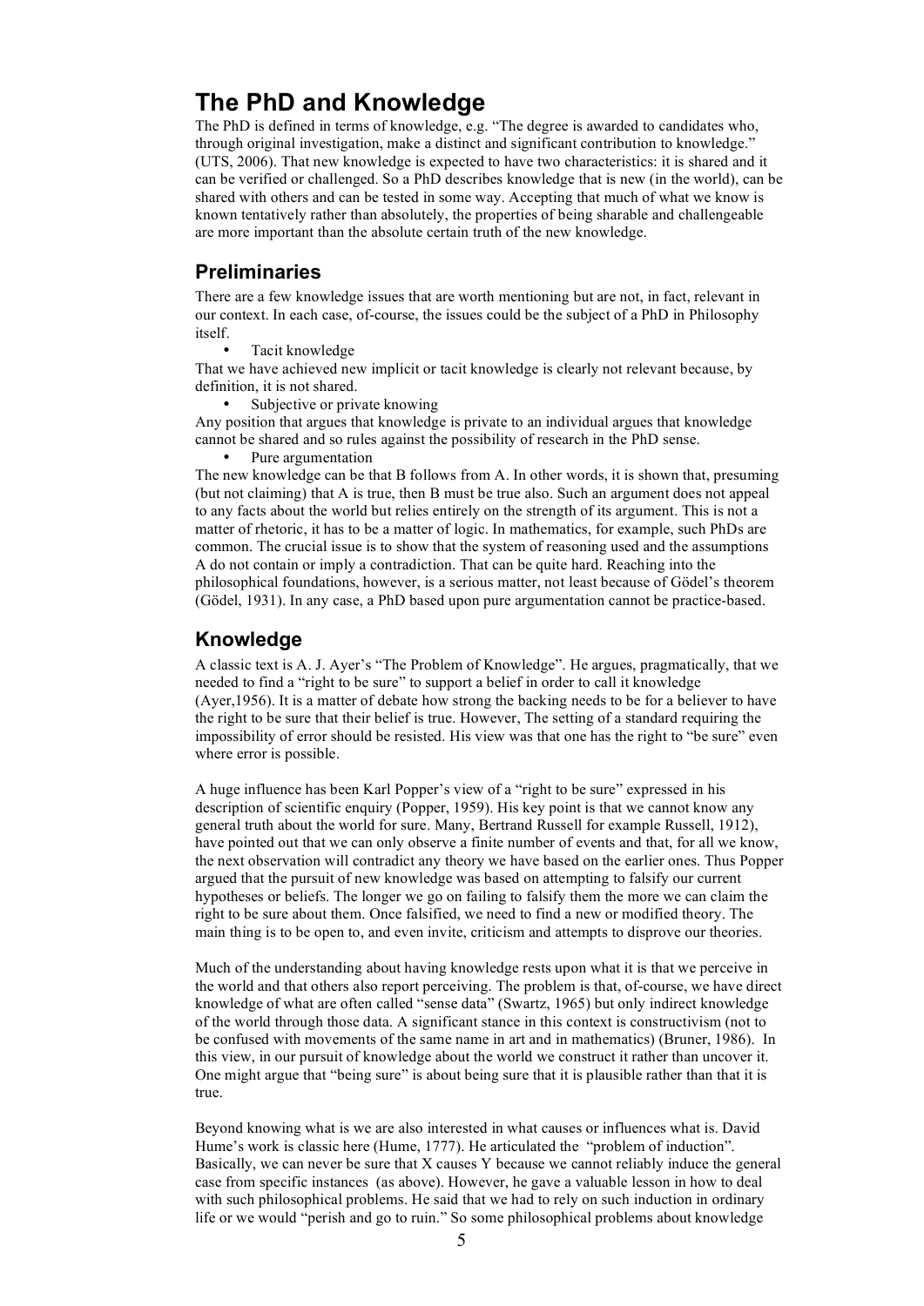# The PhD and Knowledge

The PhD is defined in terms of knowledge, e.g. "The degree is awarded to candidates who, through original investigation, make a distinct and significant contribution to knowledge." (UTS, 2006). That new knowledge is expected to have two characteristics: it is shared and it can be verified or challenged. So a PhD describes knowledge that is new (in the world), can be shared with others and can be tested in some way. Accepting that much of what we know is known tentatively rather than absolutely, the properties of being sharable and challengeable are more important than the absolute certain truth of the new knowledge.

## Preliminaries

There are a few knowledge issues that are worth mentioning but are not, in fact, relevant in our context. In each case, of-course, the issues could be the subject of a PhD in Philosophy itself.

- Tacit knowledge

That we have achieved new implicit or tacit knowledge is clearly not relevant because, by definition, it is not shared.

- Subjective or private knowing

Any position that argues that knowledge is private to an individual argues that knowledge cannot be shared and so rules against the possibility of research in the PhD sense.

- Pure argumentation

The new knowledge can be that B follows from A. In other words, it is shown that, presuming (but not claiming) that A is true, then B must be true also. Such an argument does not appeal to any facts about the world but relies entirely on the strength of its argument. This is not a matter of rhetoric, it has to be a matter of logic. In mathematics, for example, such PhDs are common. The crucial issue is to show that the system of reasoning used and the assumptions A do not contain or imply a contradiction. That can be quite hard. Reaching into the philosophical foundations, however, is a serious matter, not least because of Gödel's theorem (Gödel, 1931). In any case, a PhD based upon pure argumentation cannot be practice-based.

## Knowledge

A classic text is A. J. Ayer's "The Problem of Knowledge". He argues, pragmatically, that we needed to find a "right to be sure" to support a belief in order to call it knowledge (Ayer,1956). It is a matter of debate how strong the backing needs to be for a believer to have the right to be sure that their belief is true. However, The setting of a standard requiring the impossibility of error should be resisted. His view was that one has the right to "be sure" even where error is possible.

A huge influence has been Karl Popper's view of a "right to be sure" expressed in his description of scientific enquiry (Popper, 1959). His key point is that we cannot know any general truth about the world for sure. Many, Bertrand Russell for example Russell, 1912), have pointed out that we can only observe a finite number of events and that, for all we know, the next observation will contradict any theory we have based on the earlier ones. Thus Popper argued that the pursuit of new knowledge was based on attempting to falsify our current hypotheses or beliefs. The longer we go on failing to falsify them the more we can claim the right to be sure about them. Once falsified, we need to find a new or modified theory. The main thing is to be open to, and even invite, criticism and attempts to disprove our theories.

Much of the understanding about having knowledge rests upon what it is that we perceive in the world and that others also report perceiving. The problem is that, of-course, we have direct knowledge of what are often called "sense data" (Swartz, 1965) but only indirect knowledge of the world through those data. A significant stance in this context is constructivism (not to be confused with movements of the same name in art and in mathematics) (Bruner, 1986). In this view, in our pursuit of knowledge about the world we construct it rather than uncover it. One might argue that "being sure" is about being sure that it is plausible rather than that it is true.

Beyond knowing what is we are also interested in what causes or influences what is. David Hume's work is classic here (Hume, 1777). He articulated the "problem of induction". Basically, we can never be sure that X causes Y because we cannot reliably induce the general case from specific instances (as above). However, he gave a valuable lesson in how to deal with such philosophical problems. He said that we had to rely on such induction in ordinary life or we would "perish and go to ruin." So some philosophical problems about knowledge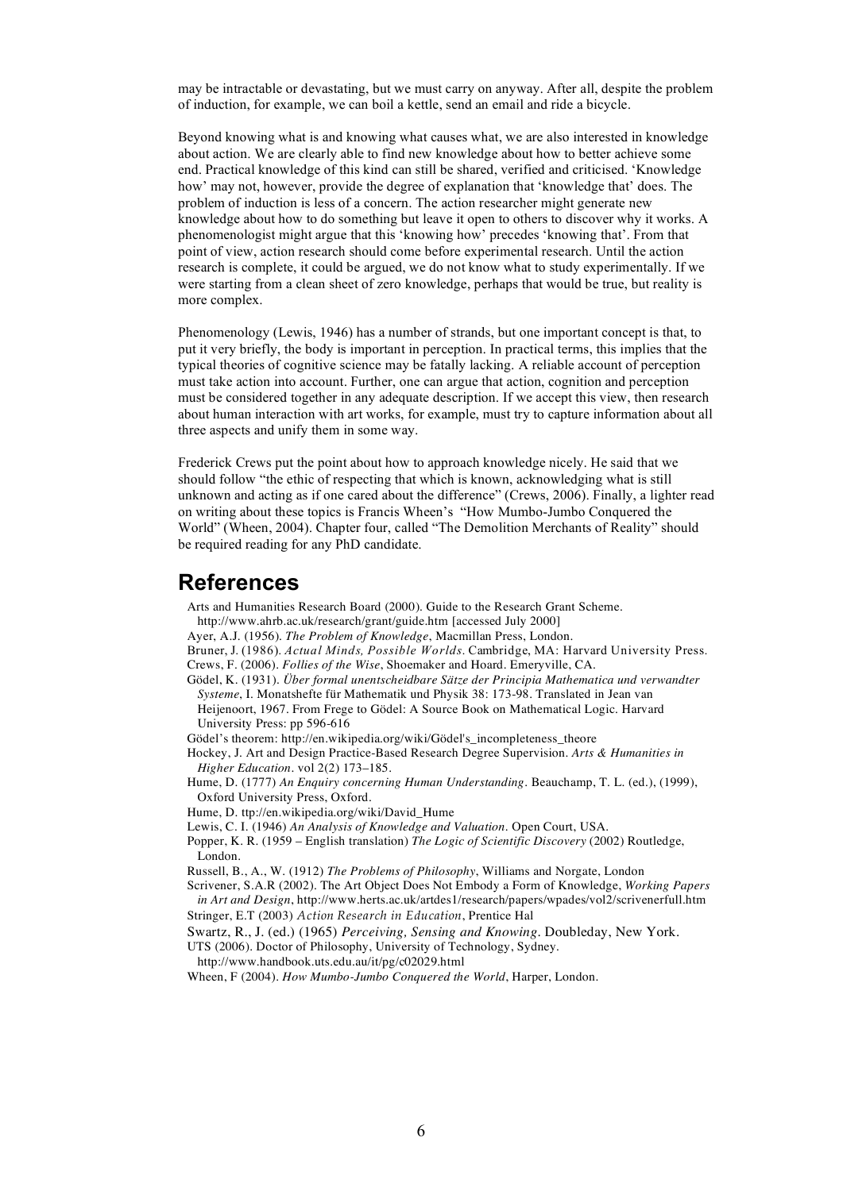may be intractable or devastating, but we must carry on anyway. After all, despite the problem of induction, for example, we can boil a kettle, send an email and ride a bicycle.

Beyond knowing what is and knowing what causes what, we are also interested in knowledge about action. We are clearly able to find new knowledge about how to better achieve some end. Practical knowledge of this kind can still be shared, verified and criticised. 'Knowledge how' may not, however, provide the degree of explanation that 'knowledge that' does. The problem of induction is less of a concern. The action researcher might generate new knowledge about how to do something but leave it open to others to discover why it works. A phenomenologist might argue that this 'knowing how' precedes 'knowing that'. From that point of view, action research should come before experimental research. Until the action research is complete, it could be argued, we do not know what to study experimentally. If we were starting from a clean sheet of zero knowledge, perhaps that would be true, but reality is more complex.

Phenomenology (Lewis, 1946) has a number of strands, but one important concept is that, to put it very briefly, the body is important in perception. In practical terms, this implies that the typical theories of cognitive science may be fatally lacking. A reliable account of perception must take action into account. Further, one can argue that action, cognition and perception must be considered together in any adequate description. If we accept this view, then research about human interaction with art works, for example, must try to capture information about all three aspects and unify them in some way.

Frederick Crews put the point about how to approach knowledge nicely. He said that we should follow "the ethic of respecting that which is known, acknowledging what is still unknown and acting as if one cared about the difference" (Crews, 2006). Finally, a lighter read on writing about these topics is Francis Wheen's "How Mumbo-Jumbo Conquered the World" (Wheen, 2004). Chapter four, called "The Demolition Merchants of Reality" should be required reading for any PhD candidate.

# References

Arts and Humanities Research Board (2000). Guide to the Research Grant Scheme. http://www.ahrb.ac.uk/research/grant/guide.htm [accessed July 2000]

Ayer, A.J. (1956). *The Problem of Knowledge*, Macmillan Press, London.

Bruner, J. (1986). *Actual Minds, Possible Worlds*. Cambridge, MA: Harvard University Press.

Crews, F. (2006). *Follies of the Wise*, Shoemaker and Hoard. Emeryville, CA.

Gödel, K. (1931). *Über formal unentscheidbare Sätze der Principia Mathematica und verwandter Systeme*, I. Monatshefte für Mathematik und Physik 38: 173-98. Translated in Jean van Heijenoort, 1967. From Frege to Gödel: A Source Book on Mathematical Logic. Harvard University Press: pp 596-616

Gödel's theorem: http://en.wikipedia.org/wiki/Gödel's_incompleteness_theore

Hockey, J. Art and Design Practice-Based Research Degree Supervision. *Arts & Humanities in Higher Education*. vol 2(2) 173–185.

Hume, D. (1777) *An Enquiry concerning Human Understanding*. Beauchamp, T. L. (ed.), (1999), Oxford University Press, Oxford.

Hume, D. ttp://en.wikipedia.org/wiki/David_Hume

Lewis, C. I. (1946) *An Analysis of Knowledge and Valuation*. Open Court, USA.

Popper, K. R. (1959 – English translation) *The Logic of Scientific Discovery* (2002) Routledge, London.

Russell, B., A., W. (1912) *The Problems of Philosophy*, Williams and Norgate, London

Scrivener, S.A.R (2002). The Art Object Does Not Embody a Form of Knowledge, *Working Papers in Art and Design*, http://www.herts.ac.uk/artdes1/research/papers/wpades/vol2/scrivenerfull.htm

Stringer, E.T (2003) *Action Research in Education*, Prentice Hal

Swartz, R., J. (ed.) (1965) *Perceiving, Sensing and Knowing*. Doubleday, New York.

UTS (2006). Doctor of Philosophy, University of Technology, Sydney. http://www.handbook.uts.edu.au/it/pg/c02029.html

Wheen, F (2004). *How Mumbo-Jumbo Conquered the World*, Harper, London.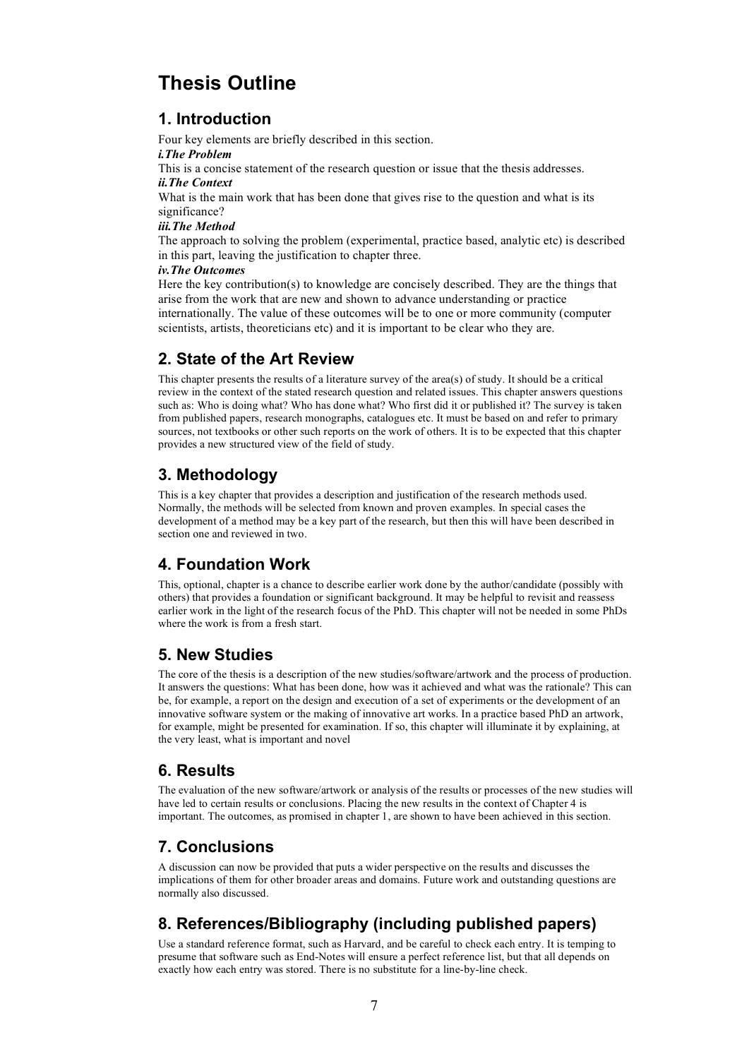# Thesis Outline

## 1. Introduction

Four key elements are briefly described in this section.

***i.The Problem***

This is a concise statement of the research question or issue that the thesis addresses.

***ii.The Context***

What is the main work that has been done that gives rise to the question and what is its significance?

***iii.The Method***

The approach to solving the problem (experimental, practice based, analytic etc) is described in this part, leaving the justification to chapter three.

***iv.The Outcomes***

Here the key contribution(s) to knowledge are concisely described. They are the things that arise from the work that are new and shown to advance understanding or practice internationally. The value of these outcomes will be to one or more community (computer scientists, artists, theoreticians etc) and it is important to be clear who they are.

## 2. State of the Art Review

This chapter presents the results of a literature survey of the area(s) of study. It should be a critical review in the context of the stated research question and related issues. This chapter answers questions such as: Who is doing what? Who has done what? Who first did it or published it? The survey is taken from published papers, research monographs, catalogues etc. It must be based on and refer to primary sources, not textbooks or other such reports on the work of others. It is to be expected that this chapter provides a new structured view of the field of study.

## 3. Methodology

This is a key chapter that provides a description and justification of the research methods used. Normally, the methods will be selected from known and proven examples. In special cases the development of a method may be a key part of the research, but then this will have been described in section one and reviewed in two.

## 4. Foundation Work

This, optional, chapter is a chance to describe earlier work done by the author/candidate (possibly with others) that provides a foundation or significant background. It may be helpful to revisit and reassess earlier work in the light of the research focus of the PhD. This chapter will not be needed in some PhDs where the work is from a fresh start.

## 5. New Studies

The core of the thesis is a description of the new studies/software/artwork and the process of production. It answers the questions: What has been done, how was it achieved and what was the rationale? This can be, for example, a report on the design and execution of a set of experiments or the development of an innovative software system or the making of innovative art works. In a practice based PhD an artwork, for example, might be presented for examination. If so, this chapter will illuminate it by explaining, at the very least, what is important and novel

## 6. Results

The evaluation of the new software/artwork or analysis of the results or processes of the new studies will have led to certain results or conclusions. Placing the new results in the context of Chapter 4 is important. The outcomes, as promised in chapter 1, are shown to have been achieved in this section.

## 7. Conclusions

A discussion can now be provided that puts a wider perspective on the results and discusses the implications of them for other broader areas and domains. Future work and outstanding questions are normally also discussed.

## 8. References/Bibliography (including published papers)

Use a standard reference format, such as Harvard, and be careful to check each entry. It is temping to presume that software such as End-Notes will ensure a perfect reference list, but that all depends on exactly how each entry was stored. There is no substitute for a line-by-line check.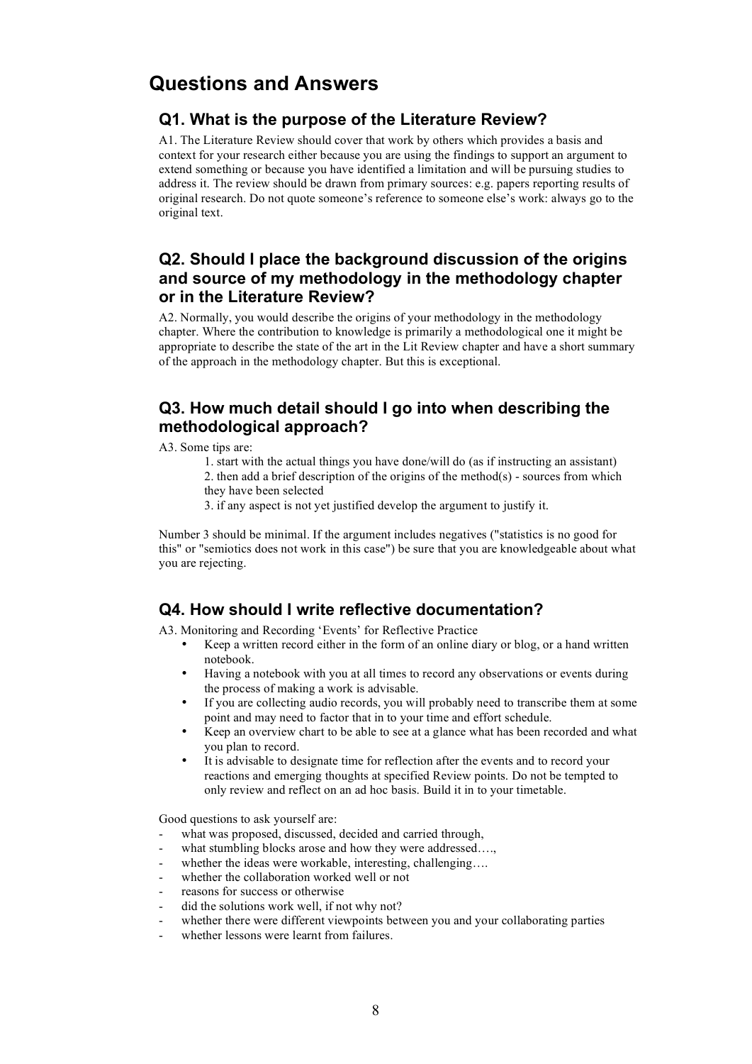# Questions and Answers

## Q1. What is the purpose of the Literature Review?

A1. The Literature Review should cover that work by others which provides a basis and context for your research either because you are using the findings to support an argument to extend something or because you have identified a limitation and will be pursuing studies to address it. The review should be drawn from primary sources: e.g. papers reporting results of original research. Do not quote someone's reference to someone else's work: always go to the original text.

## Q2. Should I place the background discussion of the origins and source of my methodology in the methodology chapter or in the Literature Review?

A2. Normally, you would describe the origins of your methodology in the methodology chapter. Where the contribution to knowledge is primarily a methodological one it might be appropriate to describe the state of the art in the Lit Review chapter and have a short summary of the approach in the methodology chapter. But this is exceptional.

## Q3. How much detail should I go into when describing the methodological approach?

A3. Some tips are:

1. start with the actual things you have done/will do (as if instructing an assistant)
2. then add a brief description of the origins of the method(s) - sources from which they have been selected
3. if any aspect is not yet justified develop the argument to justify it.

Number 3 should be minimal. If the argument includes negatives ("statistics is no good for this" or "semiotics does not work in this case") be sure that you are knowledgeable about what you are rejecting.

## Q4. How should I write reflective documentation?

A3. Monitoring and Recording 'Events' for Reflective Practice

- Keep a written record either in the form of an online diary or blog, or a hand written notebook.
- Having a notebook with you at all times to record any observations or events during the process of making a work is advisable.
- If you are collecting audio records, you will probably need to transcribe them at some point and may need to factor that in to your time and effort schedule.
- Keep an overview chart to be able to see at a glance what has been recorded and what you plan to record.
- It is advisable to designate time for reflection after the events and to record your reactions and emerging thoughts at specified Review points. Do not be tempted to only review and reflect on an ad hoc basis. Build it in to your timetable.

Good questions to ask yourself are:

- what was proposed, discussed, decided and carried through,
- what stumbling blocks arose and how they were addressed….,
- whether the ideas were workable, interesting, challenging….
- whether the collaboration worked well or not
- reasons for success or otherwise
- did the solutions work well, if not why not?
- whether there were different viewpoints between you and your collaborating parties
- whether lessons were learnt from failures.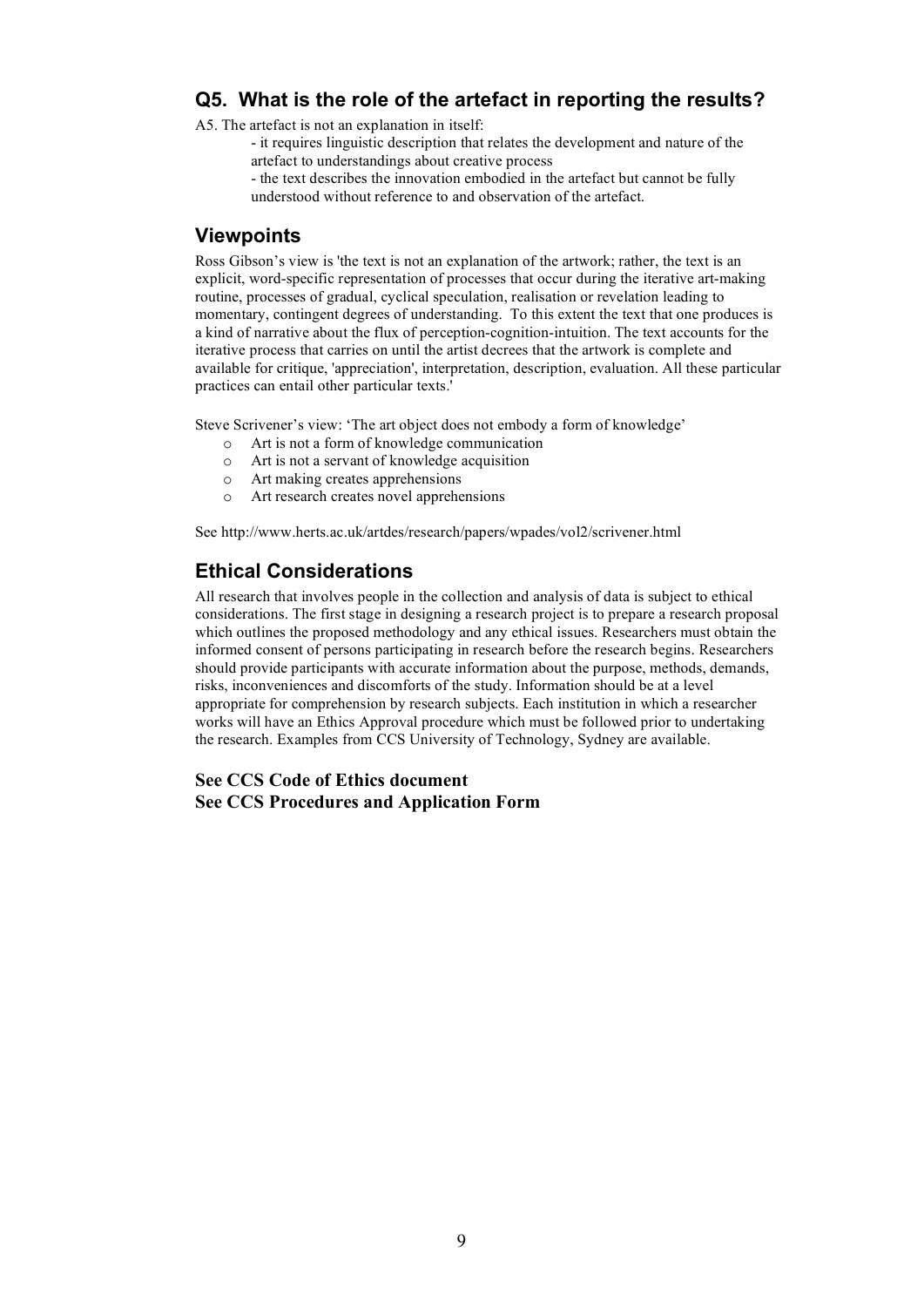## Q5. What is the role of the artefact in reporting the results?

A5. The artefact is not an explanation in itself:

- it requires linguistic description that relates the development and nature of the artefact to understandings about creative process
- the text describes the innovation embodied in the artefact but cannot be fully understood without reference to and observation of the artefact.

## Viewpoints

Ross Gibson's view is 'the text is not an explanation of the artwork; rather, the text is an explicit, word-specific representation of processes that occur during the iterative art-making routine, processes of gradual, cyclical speculation, realisation or revelation leading to momentary, contingent degrees of understanding. To this extent the text that one produces is a kind of narrative about the flux of perception-cognition-intuition. The text accounts for the iterative process that carries on until the artist decrees that the artwork is complete and available for critique, 'appreciation', interpretation, description, evaluation. All these particular practices can entail other particular texts.'

Steve Scrivener's view: 'The art object does not embody a form of knowledge'

- Art is not a form of knowledge communication
- Art is not a servant of knowledge acquisition
- Art making creates apprehensions
- Art research creates novel apprehensions

See http://www.herts.ac.uk/artdes/research/papers/wpades/vol2/scrivener.html

## Ethical Considerations

All research that involves people in the collection and analysis of data is subject to ethical considerations. The first stage in designing a research project is to prepare a research proposal which outlines the proposed methodology and any ethical issues. Researchers must obtain the informed consent of persons participating in research before the research begins. Researchers should provide participants with accurate information about the purpose, methods, demands, risks, inconveniences and discomforts of the study. Information should be at a level appropriate for comprehension by research subjects. Each institution in which a researcher works will have an Ethics Approval procedure which must be followed prior to undertaking the research. Examples from CCS University of Technology, Sydney are available.

**See CCS Code of Ethics document**
**See CCS Procedures and Application Form**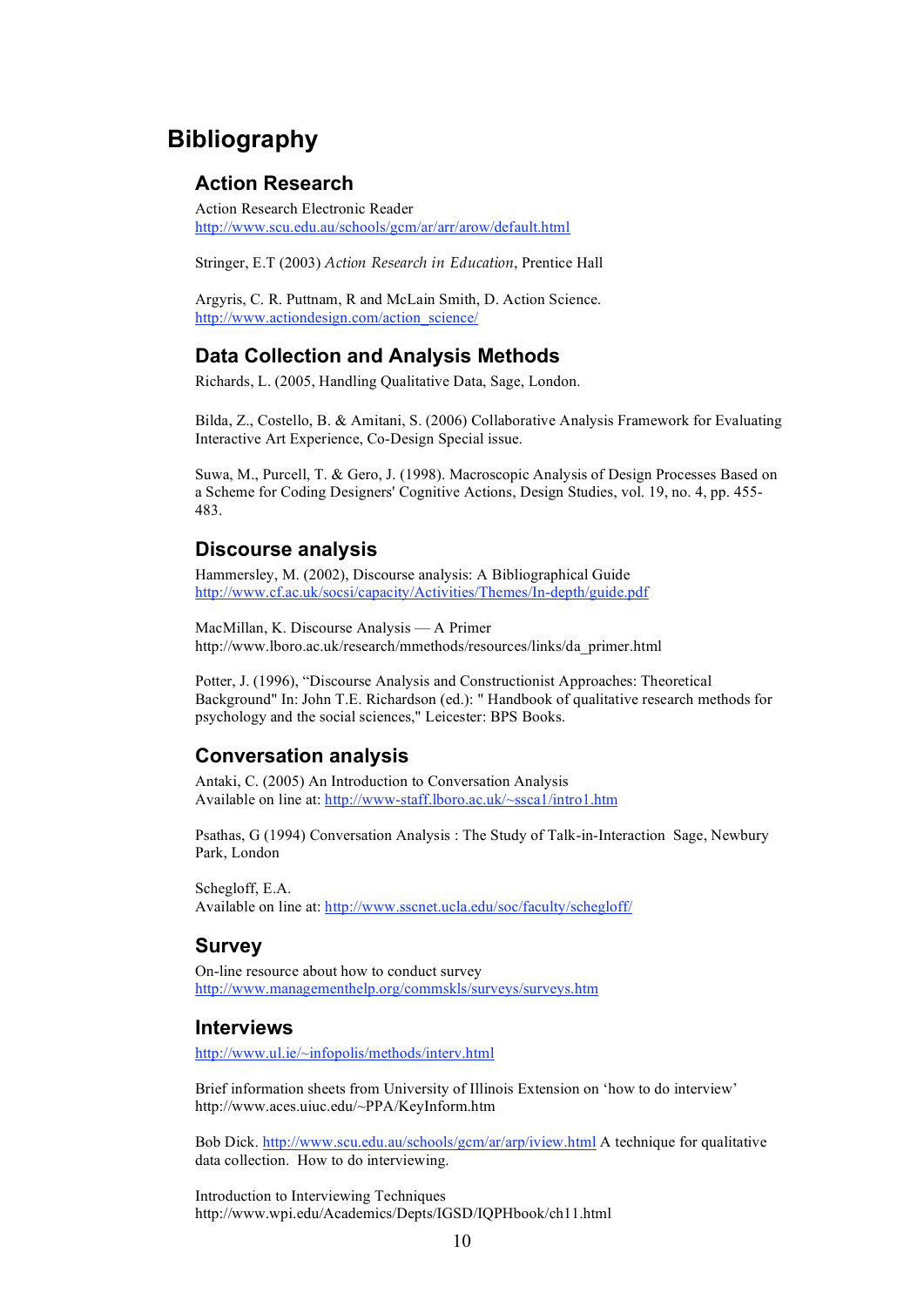# Bibliography

## Action Research

Action Research Electronic Reader
http://www.scu.edu.au/schools/gcm/ar/arr/arow/default.html

Stringer, E.T (2003) *Action Research in Education*, Prentice Hall

Argyris, C. R. Puttnam, R and McLain Smith, D. Action Science.
http://www.actiondesign.com/action_science/

## Data Collection and Analysis Methods

Richards, L. (2005, Handling Qualitative Data, Sage, London.

Bilda, Z., Costello, B. & Amitani, S. (2006) Collaborative Analysis Framework for Evaluating Interactive Art Experience, Co-Design Special issue.

Suwa, M., Purcell, T. & Gero, J. (1998). Macroscopic Analysis of Design Processes Based on a Scheme for Coding Designers' Cognitive Actions, Design Studies, vol. 19, no. 4, pp. 455-483.

## Discourse analysis

Hammersley, M. (2002), Discourse analysis: A Bibliographical Guide
http://www.cf.ac.uk/socsi/capacity/Activities/Themes/In-depth/guide.pdf

MacMillan, K. Discourse Analysis — A Primer
http://www.lboro.ac.uk/research/mmethods/resources/links/da_primer.html

Potter, J. (1996), "Discourse Analysis and Constructionist Approaches: Theoretical Background" In: John T.E. Richardson (ed.): " Handbook of qualitative research methods for psychology and the social sciences," Leicester: BPS Books.

## Conversation analysis

Antaki, C. (2005) An Introduction to Conversation Analysis
Available on line at: http://www-staff.lboro.ac.uk/~ssca1/intro1.htm

Psathas, G (1994) Conversation Analysis : The Study of Talk-in-Interaction Sage, Newbury Park, London

Schegloff, E.A.
Available on line at: http://www.sscnet.ucla.edu/soc/faculty/schegloff/

## Survey

On-line resource about how to conduct survey
http://www.managementhelp.org/commskls/surveys/surveys.htm

## Interviews

http://www.ul.ie/~infopolis/methods/interv.html

Brief information sheets from University of Illinois Extension on 'how to do interview'
http://www.aces.uiuc.edu/~PPA/KeyInform.htm

Bob Dick. http://www.scu.edu.au/schools/gcm/ar/arp/iview.html A technique for qualitative data collection. How to do interviewing.

Introduction to Interviewing Techniques
http://www.wpi.edu/Academics/Depts/IGSD/IQPHbook/ch11.html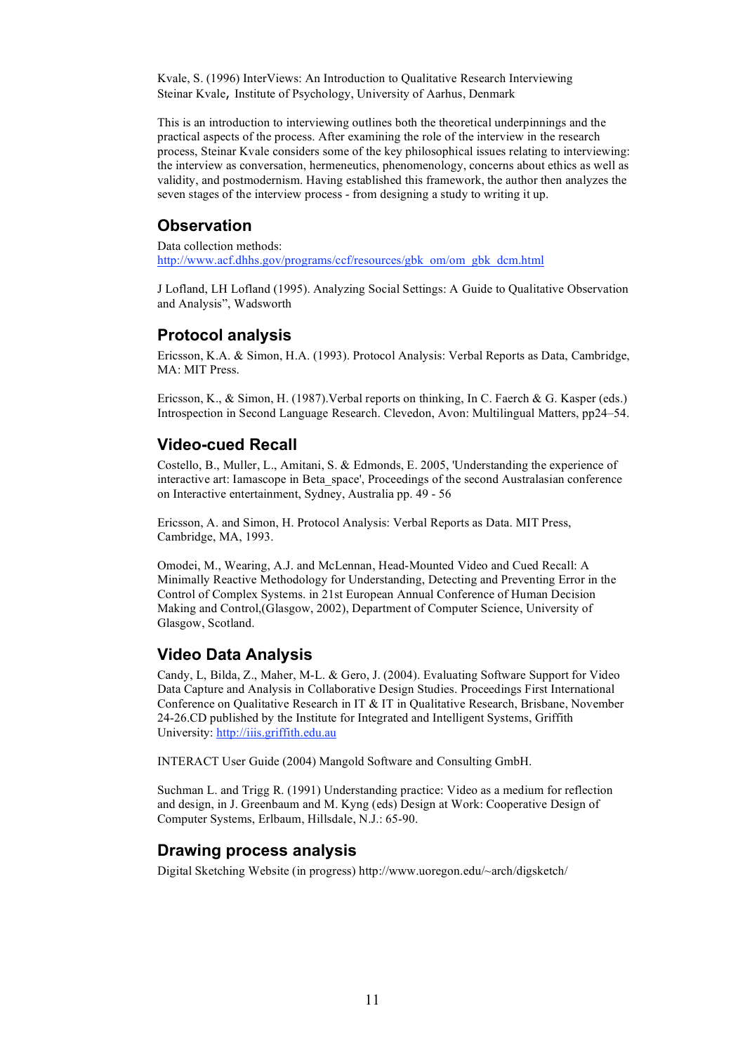Kvale, S. (1996) InterViews: An Introduction to Qualitative Research Interviewing
Steinar Kvale, Institute of Psychology, University of Aarhus, Denmark

This is an introduction to interviewing outlines both the theoretical underpinnings and the practical aspects of the process. After examining the role of the interview in the research process, Steinar Kvale considers some of the key philosophical issues relating to interviewing: the interview as conversation, hermeneutics, phenomenology, concerns about ethics as well as validity, and postmodernism. Having established this framework, the author then analyzes the seven stages of the interview process - from designing a study to writing it up.

## Observation

Data collection methods:
http://www.acf.dhhs.gov/programs/ccf/resources/gbk_om/om_gbk_dcm.html

J Lofland, LH Lofland (1995). Analyzing Social Settings: A Guide to Qualitative Observation and Analysis", Wadsworth

## Protocol analysis

Ericsson, K.A. & Simon, H.A. (1993). Protocol Analysis: Verbal Reports as Data, Cambridge, MA: MIT Press.

Ericsson, K., & Simon, H. (1987).Verbal reports on thinking, In C. Faerch & G. Kasper (eds.) Introspection in Second Language Research. Clevedon, Avon: Multilingual Matters, pp24–54.

## Video-cued Recall

Costello, B., Muller, L., Amitani, S. & Edmonds, E. 2005, 'Understanding the experience of interactive art: Iamascope in Beta_space', Proceedings of the second Australasian conference on Interactive entertainment, Sydney, Australia pp. 49 - 56

Ericsson, A. and Simon, H. Protocol Analysis: Verbal Reports as Data. MIT Press, Cambridge, MA, 1993.

Omodei, M., Wearing, A.J. and McLennan, Head-Mounted Video and Cued Recall: A Minimally Reactive Methodology for Understanding, Detecting and Preventing Error in the Control of Complex Systems. in 21st European Annual Conference of Human Decision Making and Control,(Glasgow, 2002), Department of Computer Science, University of Glasgow, Scotland.

## Video Data Analysis

Candy, L, Bilda, Z., Maher, M-L. & Gero, J. (2004). Evaluating Software Support for Video Data Capture and Analysis in Collaborative Design Studies. Proceedings First International Conference on Qualitative Research in IT & IT in Qualitative Research, Brisbane, November 24-26.CD published by the Institute for Integrated and Intelligent Systems, Griffith University: http://iiis.griffith.edu.au

INTERACT User Guide (2004) Mangold Software and Consulting GmbH.

Suchman L. and Trigg R. (1991) Understanding practice: Video as a medium for reflection and design, in J. Greenbaum and M. Kyng (eds) Design at Work: Cooperative Design of Computer Systems, Erlbaum, Hillsdale, N.J.: 65-90.

## Drawing process analysis

Digital Sketching Website (in progress) http://www.uoregon.edu/~arch/digsketch/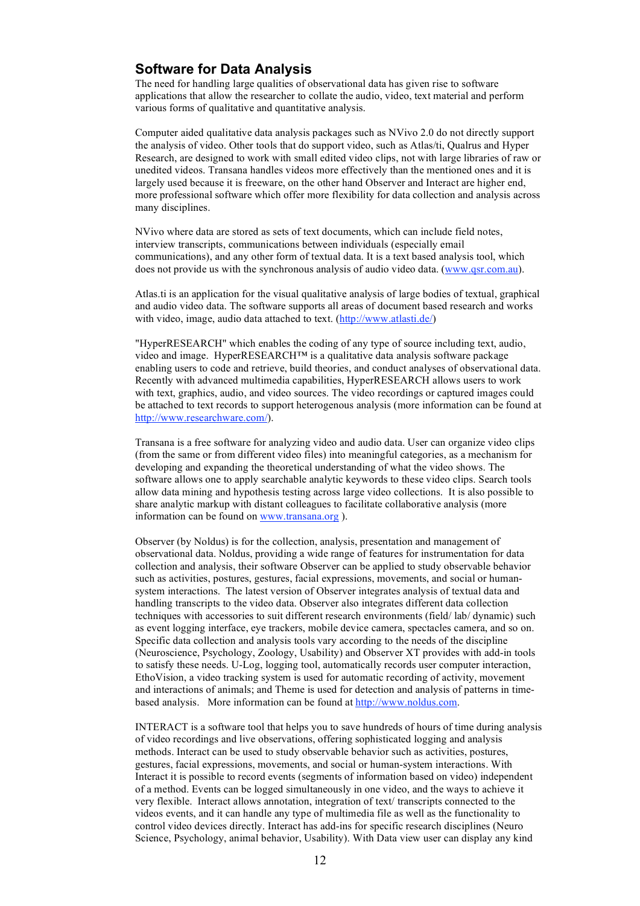## Software for Data Analysis

The need for handling large qualities of observational data has given rise to software applications that allow the researcher to collate the audio, video, text material and perform various forms of qualitative and quantitative analysis.

Computer aided qualitative data analysis packages such as NVivo 2.0 do not directly support the analysis of video. Other tools that do support video, such as Atlas/ti, Qualrus and Hyper Research, are designed to work with small edited video clips, not with large libraries of raw or unedited videos. Transana handles videos more effectively than the mentioned ones and it is largely used because it is freeware, on the other hand Observer and Interact are higher end, more professional software which offer more flexibility for data collection and analysis across many disciplines.

NVivo where data are stored as sets of text documents, which can include field notes, interview transcripts, communications between individuals (especially email communications), and any other form of textual data. It is a text based analysis tool, which does not provide us with the synchronous analysis of audio video data. (www.qsr.com.au).

Atlas.ti is an application for the visual qualitative analysis of large bodies of textual, graphical and audio video data. The software supports all areas of document based research and works with video, image, audio data attached to text. (http://www.atlasti.de/)

"HyperRESEARCH" which enables the coding of any type of source including text, audio, video and image. HyperRESEARCH™ is a qualitative data analysis software package enabling users to code and retrieve, build theories, and conduct analyses of observational data. Recently with advanced multimedia capabilities, HyperRESEARCH allows users to work with text, graphics, audio, and video sources. The video recordings or captured images could be attached to text records to support heterogenous analysis (more information can be found at http://www.researchware.com/).

Transana is a free software for analyzing video and audio data. User can organize video clips (from the same or from different video files) into meaningful categories, as a mechanism for developing and expanding the theoretical understanding of what the video shows. The software allows one to apply searchable analytic keywords to these video clips. Search tools allow data mining and hypothesis testing across large video collections. It is also possible to share analytic markup with distant colleagues to facilitate collaborative analysis (more information can be found on www.transana.org ).

Observer (by Noldus) is for the collection, analysis, presentation and management of observational data. Noldus, providing a wide range of features for instrumentation for data collection and analysis, their software Observer can be applied to study observable behavior such as activities, postures, gestures, facial expressions, movements, and social or human-system interactions. The latest version of Observer integrates analysis of textual data and handling transcripts to the video data. Observer also integrates different data collection techniques with accessories to suit different research environments (field/ lab/ dynamic) such as event logging interface, eye trackers, mobile device camera, spectacles camera, and so on. Specific data collection and analysis tools vary according to the needs of the discipline (Neuroscience, Psychology, Zoology, Usability) and Observer XT provides with add-in tools to satisfy these needs. U-Log, logging tool, automatically records user computer interaction, EthoVision, a video tracking system is used for automatic recording of activity, movement and interactions of animals; and Theme is used for detection and analysis of patterns in time-based analysis. More information can be found at http://www.noldus.com.

INTERACT is a software tool that helps you to save hundreds of hours of time during analysis of video recordings and live observations, offering sophisticated logging and analysis methods. Interact can be used to study observable behavior such as activities, postures, gestures, facial expressions, movements, and social or human-system interactions. With Interact it is possible to record events (segments of information based on video) independent of a method. Events can be logged simultaneously in one video, and the ways to achieve it very flexible. Interact allows annotation, integration of text/ transcripts connected to the videos events, and it can handle any type of multimedia file as well as the functionality to control video devices directly. Interact has add-ins for specific research disciplines (Neuro Science, Psychology, animal behavior, Usability). With Data view user can display any kind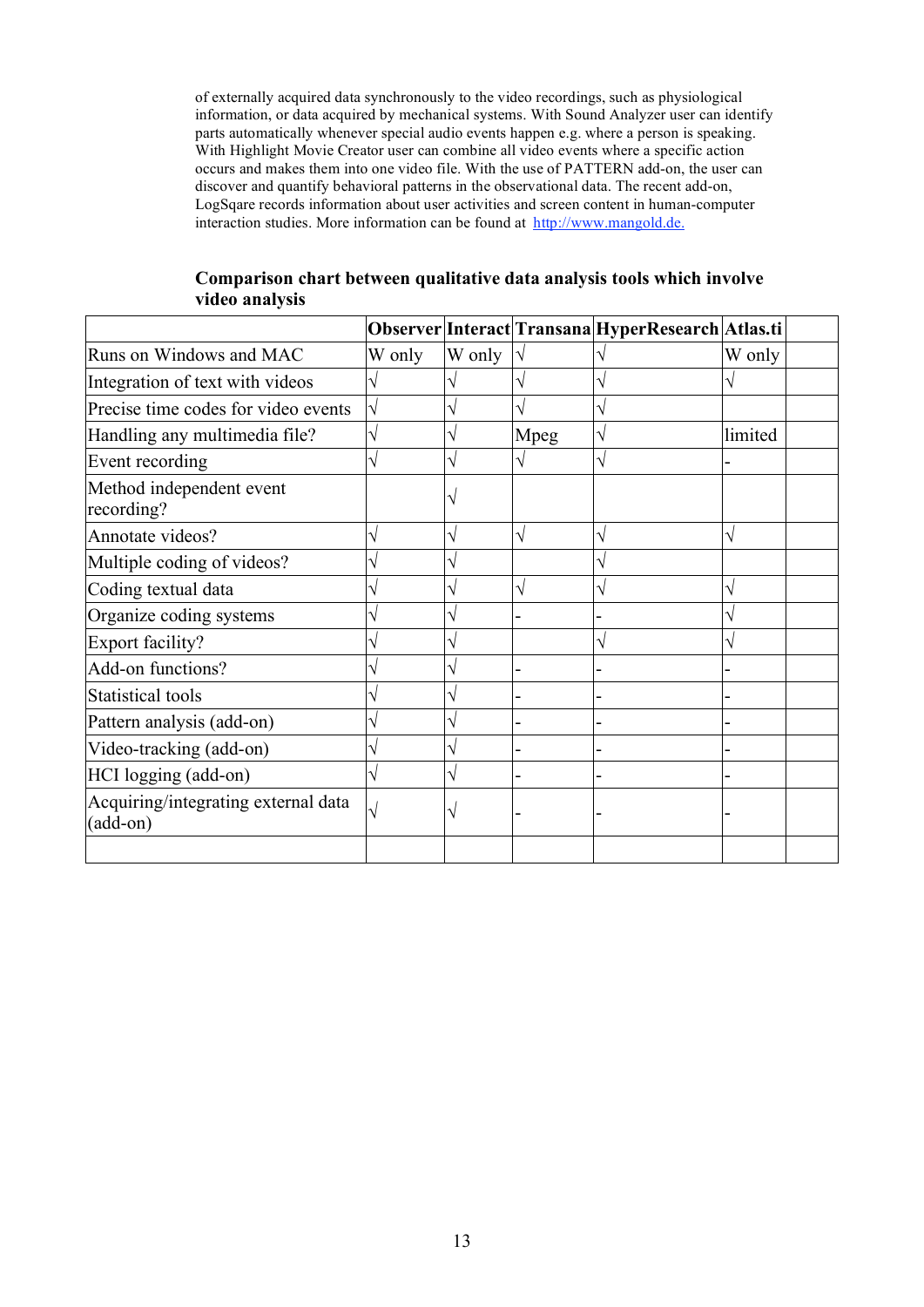of externally acquired data synchronously to the video recordings, such as physiological information, or data acquired by mechanical systems. With Sound Analyzer user can identify parts automatically whenever special audio events happen e.g. where a person is speaking. With Highlight Movie Creator user can combine all video events where a specific action occurs and makes them into one video file. With the use of PATTERN add-on, the user can discover and quantify behavioral patterns in the observational data. The recent add-on, LogSqare records information about user activities and screen content in human-computer interaction studies. More information can be found at [http://www.mangold.de.](http://www.mangold.de.)

**Comparison chart between qualitative data analysis tools which involve video analysis**

| | Observer | Interact | Transana | HyperResearch | Atlas.ti | |
|---|---|---|---|---|---|---|
| Runs on Windows and MAC | W only | W only | √ | √ | W only | |
| Integration of text with videos | √ | √ | √ | √ | √ | |
| Precise time codes for video events | √ | √ | √ | √ | | |
| Handling any multimedia file? | √ | √ | Mpeg | √ | limited | |
| Event recording | √ | √ | √ | √ | - | |
| Method independent event recording? | | √ | | | | |
| Annotate videos? | √ | √ | √ | √ | √ | |
| Multiple coding of videos? | √ | √ | | √ | | |
| Coding textual data | √ | √ | √ | √ | √ | |
| Organize coding systems | √ | √ | - | - | √ | |
| Export facility? | √ | √ | | √ | √ | |
| Add-on functions? | √ | √ | - | - | - | |
| Statistical tools | √ | √ | - | - | - | |
| Pattern analysis (add-on) | √ | √ | - | - | - | |
| Video-tracking (add-on) | √ | √ | - | - | - | |
| HCI logging (add-on) | √ | √ | - | - | - | |
| Acquiring/integrating external data (add-on) | √ | √ | - | - | - | |
| | | | | | | |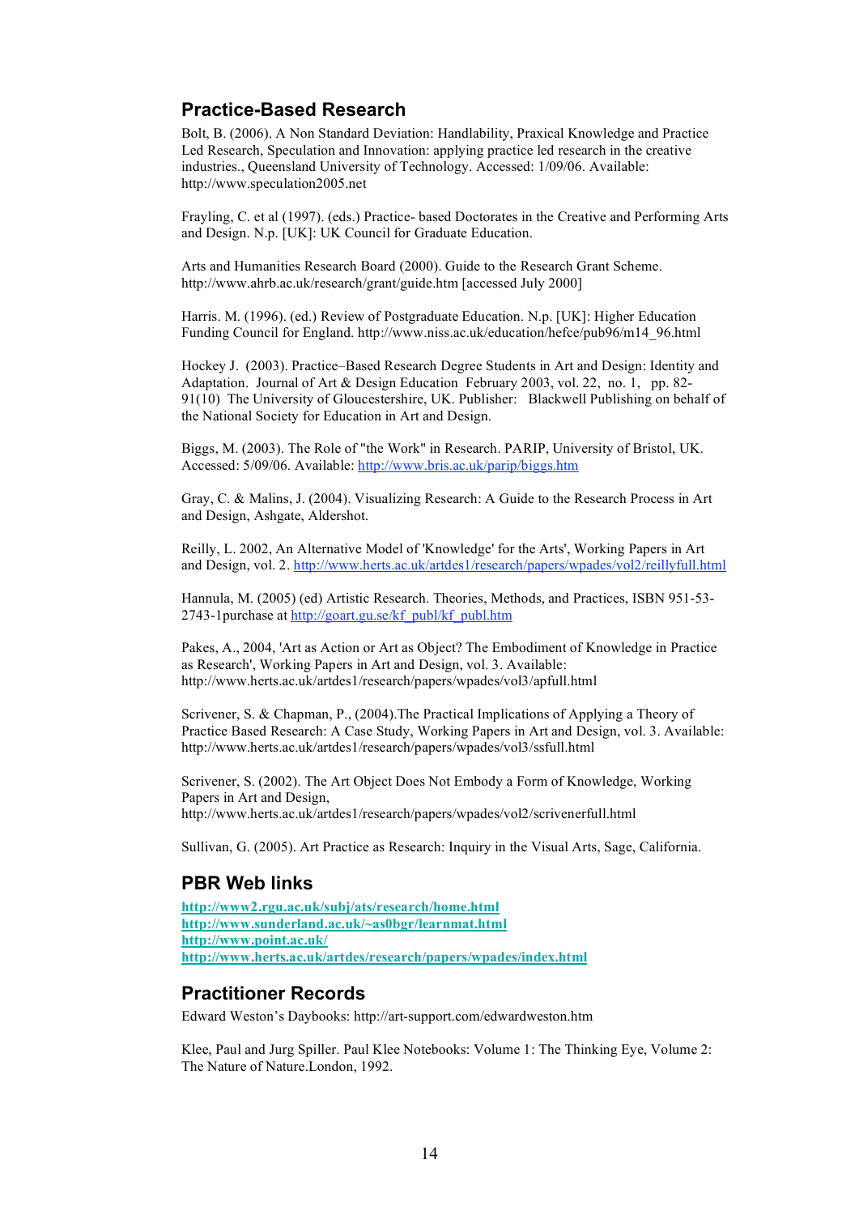## Practice-Based Research

Bolt, B. (2006). A Non Standard Deviation: Handlability, Praxical Knowledge and Practice Led Research, Speculation and Innovation: applying practice led research in the creative industries., Queensland University of Technology. Accessed: 1/09/06. Available: http://www.speculation2005.net

Frayling, C. et al (1997). (eds.) Practice- based Doctorates in the Creative and Performing Arts and Design. N.p. [UK]: UK Council for Graduate Education.

Arts and Humanities Research Board (2000). Guide to the Research Grant Scheme. http://www.ahrb.ac.uk/research/grant/guide.htm [accessed July 2000]

Harris. M. (1996). (ed.) Review of Postgraduate Education. N.p. [UK]: Higher Education Funding Council for England. http://www.niss.ac.uk/education/hefce/pub96/m14_96.html

Hockey J. (2003). Practice–Based Research Degree Students in Art and Design: Identity and Adaptation. Journal of Art & Design Education February 2003, vol. 22, no. 1, pp. 82-91(10) The University of Gloucestershire, UK. Publisher: Blackwell Publishing on behalf of the National Society for Education in Art and Design.

Biggs, M. (2003). The Role of "the Work" in Research. PARIP, University of Bristol, UK. Accessed: 5/09/06. Available: http://www.bris.ac.uk/parip/biggs.htm

Gray, C. & Malins, J. (2004). Visualizing Research: A Guide to the Research Process in Art and Design, Ashgate, Aldershot.

Reilly, L. 2002, An Alternative Model of 'Knowledge' for the Arts', Working Papers in Art and Design, vol. 2. http://www.herts.ac.uk/artdes1/research/papers/wpades/vol2/reillyfull.html

Hannula, M. (2005) (ed) Artistic Research. Theories, Methods, and Practices, ISBN 951-53-2743-1purchase at http://goart.gu.se/kf_publ/kf_publ.htm

Pakes, A., 2004, 'Art as Action or Art as Object? The Embodiment of Knowledge in Practice as Research', Working Papers in Art and Design, vol. 3. Available: http://www.herts.ac.uk/artdes1/research/papers/wpades/vol3/apfull.html

Scrivener, S. & Chapman, P., (2004).The Practical Implications of Applying a Theory of Practice Based Research: A Case Study, Working Papers in Art and Design, vol. 3. Available: http://www.herts.ac.uk/artdes1/research/papers/wpades/vol3/ssfull.html

Scrivener, S. (2002). The Art Object Does Not Embody a Form of Knowledge, Working Papers in Art and Design, http://www.herts.ac.uk/artdes1/research/papers/wpades/vol2/scrivenerfull.html

Sullivan, G. (2005). Art Practice as Research: Inquiry in the Visual Arts, Sage, California.

## PBR Web links

**http://www2.rgu.ac.uk/subj/ats/research/home.html**
**http://www.sunderland.ac.uk/~as0bgr/learnmat.html**
**http://www.point.ac.uk/**
**http://www.herts.ac.uk/artdes/research/papers/wpades/index.html**

## Practitioner Records

Edward Weston's Daybooks: http://art-support.com/edwardweston.htm

Klee, Paul and Jurg Spiller. Paul Klee Notebooks: Volume 1: The Thinking Eye, Volume 2: The Nature of Nature.London, 1992.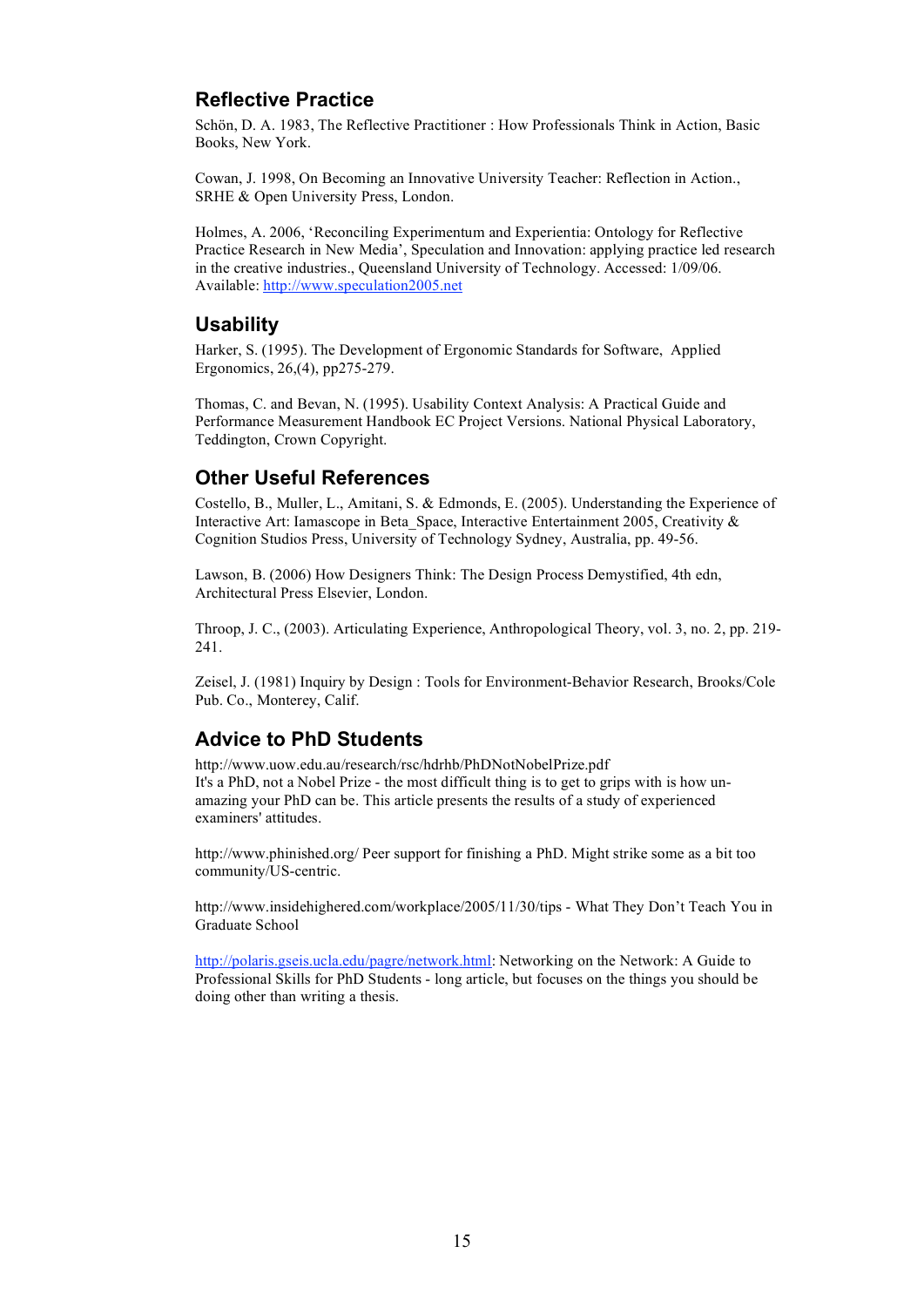## Reflective Practice

Schön, D. A. 1983, The Reflective Practitioner : How Professionals Think in Action, Basic Books, New York.

Cowan, J. 1998, On Becoming an Innovative University Teacher: Reflection in Action., SRHE & Open University Press, London.

Holmes, A. 2006, 'Reconciling Experimentum and Experientia: Ontology for Reflective Practice Research in New Media', Speculation and Innovation: applying practice led research in the creative industries., Queensland University of Technology. Accessed: 1/09/06. Available: http://www.speculation2005.net

## Usability

Harker, S. (1995). The Development of Ergonomic Standards for Software, Applied Ergonomics, 26,(4), pp275-279.

Thomas, C. and Bevan, N. (1995). Usability Context Analysis: A Practical Guide and Performance Measurement Handbook EC Project Versions. National Physical Laboratory, Teddington, Crown Copyright.

## Other Useful References

Costello, B., Muller, L., Amitani, S. & Edmonds, E. (2005). Understanding the Experience of Interactive Art: Iamascope in Beta_Space, Interactive Entertainment 2005, Creativity & Cognition Studios Press, University of Technology Sydney, Australia, pp. 49-56.

Lawson, B. (2006) How Designers Think: The Design Process Demystified, 4th edn, Architectural Press Elsevier, London.

Throop, J. C., (2003). Articulating Experience, Anthropological Theory, vol. 3, no. 2, pp. 219-241.

Zeisel, J. (1981) Inquiry by Design : Tools for Environment-Behavior Research, Brooks/Cole Pub. Co., Monterey, Calif.

## Advice to PhD Students

http://www.uow.edu.au/research/rsc/hdrhb/PhDNotNobelPrize.pdf
It's a PhD, not a Nobel Prize - the most difficult thing is to get to grips with is how un-amazing your PhD can be. This article presents the results of a study of experienced examiners' attitudes.

http://www.phinished.org/ Peer support for finishing a PhD. Might strike some as a bit too community/US-centric.

http://www.insidehighered.com/workplace/2005/11/30/tips - What They Don't Teach You in Graduate School

http://polaris.gseis.ucla.edu/pagre/network.html: Networking on the Network: A Guide to Professional Skills for PhD Students - long article, but focuses on the things you should be doing other than writing a thesis.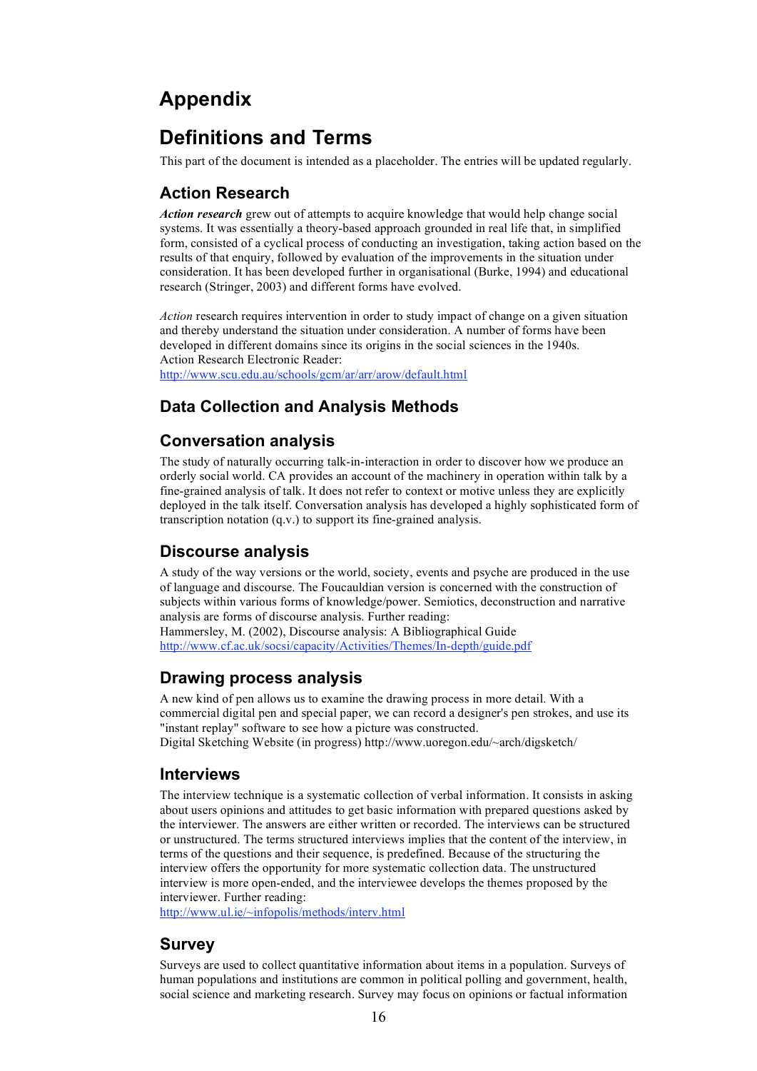# Appendix

# Definitions and Terms

This part of the document is intended as a placeholder. The entries will be updated regularly.

## Action Research

***Action research*** grew out of attempts to acquire knowledge that would help change social systems. It was essentially a theory-based approach grounded in real life that, in simplified form, consisted of a cyclical process of conducting an investigation, taking action based on the results of that enquiry, followed by evaluation of the improvements in the situation under consideration. It has been developed further in organisational (Burke, 1994) and educational research (Stringer, 2003) and different forms have evolved.

*Action* research requires intervention in order to study impact of change on a given situation and thereby understand the situation under consideration. A number of forms have been developed in different domains since its origins in the social sciences in the 1940s.
Action Research Electronic Reader:
http://www.scu.edu.au/schools/gcm/ar/arr/arow/default.html

## Data Collection and Analysis Methods

## Conversation analysis

The study of naturally occurring talk-in-interaction in order to discover how we produce an orderly social world. CA provides an account of the machinery in operation within talk by a fine-grained analysis of talk. It does not refer to context or motive unless they are explicitly deployed in the talk itself. Conversation analysis has developed a highly sophisticated form of transcription notation (q.v.) to support its fine-grained analysis.

## Discourse analysis

A study of the way versions or the world, society, events and psyche are produced in the use of language and discourse. The Foucauldian version is concerned with the construction of subjects within various forms of knowledge/power. Semiotics, deconstruction and narrative analysis are forms of discourse analysis. Further reading:
Hammersley, M. (2002), Discourse analysis: A Bibliographical Guide
http://www.cf.ac.uk/socsi/capacity/Activities/Themes/In-depth/guide.pdf

## Drawing process analysis

A new kind of pen allows us to examine the drawing process in more detail. With a commercial digital pen and special paper, we can record a designer's pen strokes, and use its "instant replay" software to see how a picture was constructed.
Digital Sketching Website (in progress) http://www.uoregon.edu/~arch/digsketch/

## Interviews

The interview technique is a systematic collection of verbal information. It consists in asking about users opinions and attitudes to get basic information with prepared questions asked by the interviewer. The answers are either written or recorded. The interviews can be structured or unstructured. The terms structured interviews implies that the content of the interview, in terms of the questions and their sequence, is predefined. Because of the structuring the interview offers the opportunity for more systematic collection data. The unstructured interview is more open-ended, and the interviewee develops the themes proposed by the interviewer. Further reading:
http://www.ul.ie/~infopolis/methods/interv.html

## Survey

Surveys are used to collect quantitative information about items in a population. Surveys of human populations and institutions are common in political polling and government, health, social science and marketing research. Survey may focus on opinions or factual information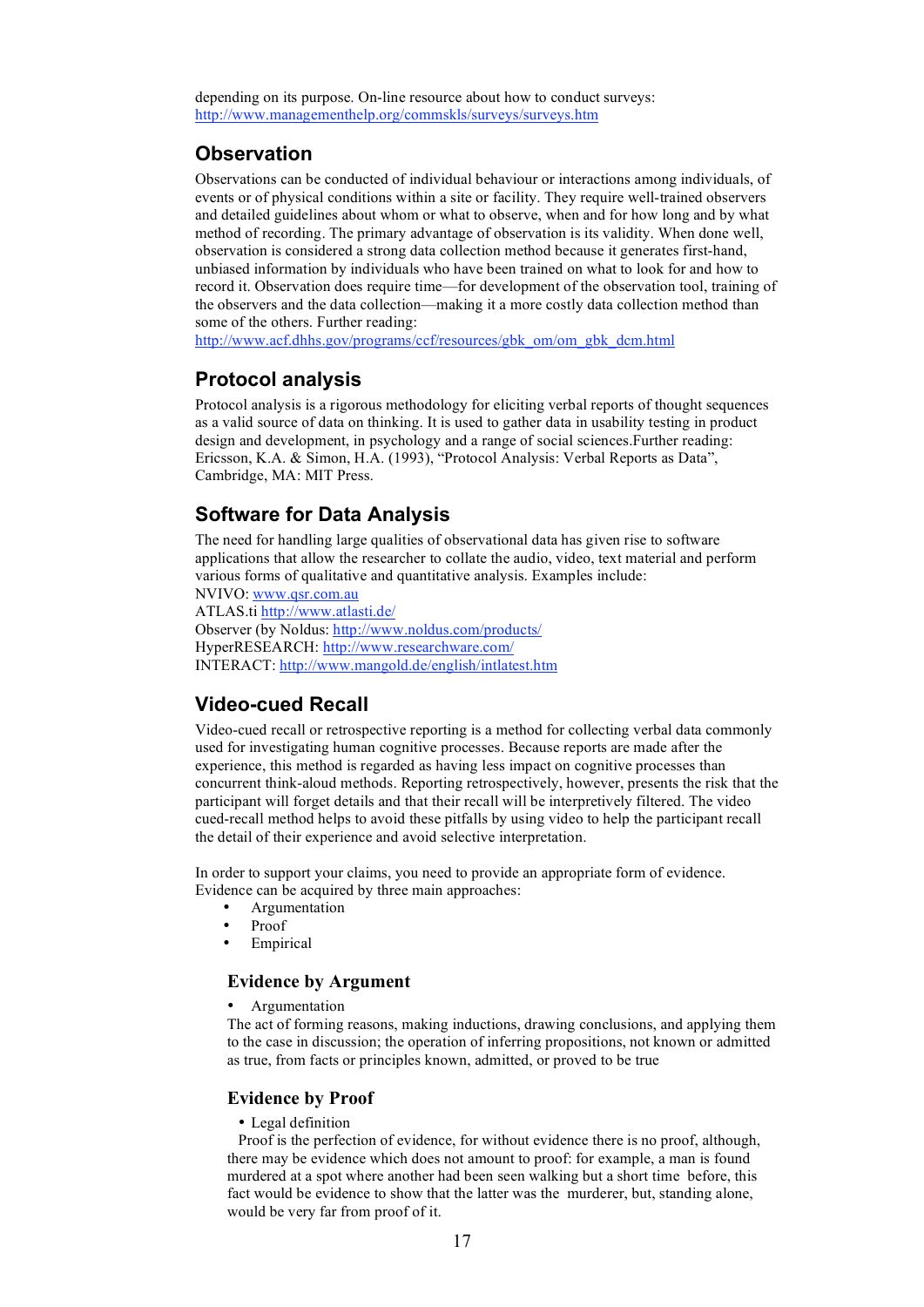depending on its purpose. On-line resource about how to conduct surveys: http://www.managementhelp.org/commskls/surveys/surveys.htm

## Observation

Observations can be conducted of individual behaviour or interactions among individuals, of events or of physical conditions within a site or facility. They require well-trained observers and detailed guidelines about whom or what to observe, when and for how long and by what method of recording. The primary advantage of observation is its validity. When done well, observation is considered a strong data collection method because it generates first-hand, unbiased information by individuals who have been trained on what to look for and how to record it. Observation does require time—for development of the observation tool, training of the observers and the data collection—making it a more costly data collection method than some of the others. Further reading: http://www.acf.dhhs.gov/programs/ccf/resources/gbk_om/om_gbk_dcm.html

## Protocol analysis

Protocol analysis is a rigorous methodology for eliciting verbal reports of thought sequences as a valid source of data on thinking. It is used to gather data in usability testing in product design and development, in psychology and a range of social sciences.Further reading: Ericsson, K.A. & Simon, H.A. (1993), "Protocol Analysis: Verbal Reports as Data", Cambridge, MA: MIT Press.

## Software for Data Analysis

The need for handling large qualities of observational data has given rise to software applications that allow the researcher to collate the audio, video, text material and perform various forms of qualitative and quantitative analysis. Examples include:
NVIVO: www.qsr.com.au
ATLAS.ti http://www.atlasti.de/
Observer (by Noldus: http://www.noldus.com/products/
HyperRESEARCH: http://www.researchware.com/
INTERACT: http://www.mangold.de/english/intlatest.htm

## Video-cued Recall

Video-cued recall or retrospective reporting is a method for collecting verbal data commonly used for investigating human cognitive processes. Because reports are made after the experience, this method is regarded as having less impact on cognitive processes than concurrent think-aloud methods. Reporting retrospectively, however, presents the risk that the participant will forget details and that their recall will be interpretively filtered. The video cued-recall method helps to avoid these pitfalls by using video to help the participant recall the detail of their experience and avoid selective interpretation.

In order to support your claims, you need to provide an appropriate form of evidence. Evidence can be acquired by three main approaches:

- Argumentation
- Proof
- Empirical

### Evidence by Argument

- Argumentation

The act of forming reasons, making inductions, drawing conclusions, and applying them to the case in discussion; the operation of inferring propositions, not known or admitted as true, from facts or principles known, admitted, or proved to be true

### Evidence by Proof

- Legal definition

Proof is the perfection of evidence, for without evidence there is no proof, although, there may be evidence which does not amount to proof: for example, a man is found murdered at a spot where another had been seen walking but a short time before, this fact would be evidence to show that the latter was the murderer, but, standing alone, would be very far from proof of it.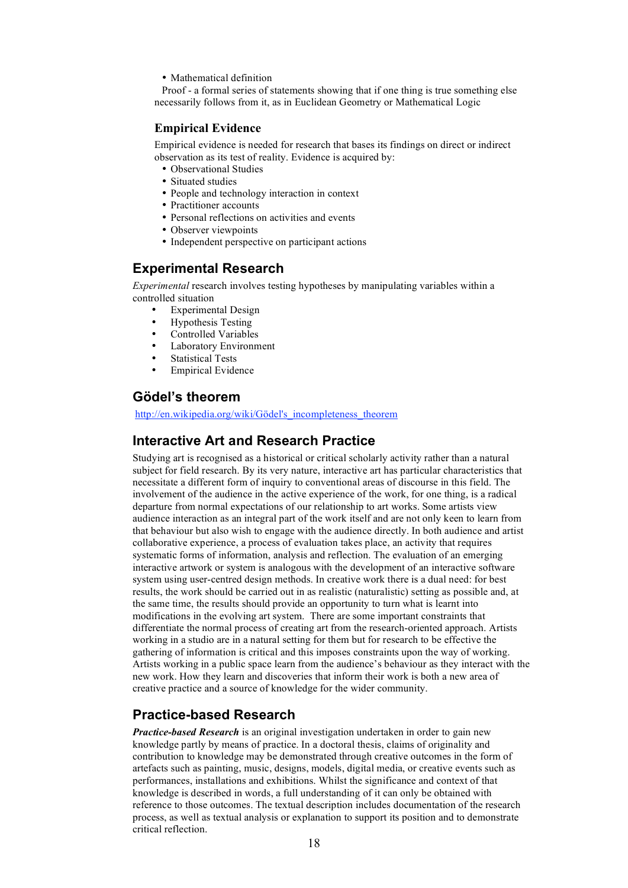- Mathematical definition

Proof - a formal series of statements showing that if one thing is true something else necessarily follows from it, as in Euclidean Geometry or Mathematical Logic

### Empirical Evidence

Empirical evidence is needed for research that bases its findings on direct or indirect observation as its test of reality. Evidence is acquired by:

- Observational Studies
- Situated studies
- People and technology interaction in context
- Practitioner accounts
- Personal reflections on activities and events
- Observer viewpoints
- Independent perspective on participant actions

## Experimental Research

*Experimental* research involves testing hypotheses by manipulating variables within a controlled situation

- Experimental Design
- Hypothesis Testing
- Controlled Variables
- Laboratory Environment
- Statistical Tests
- Empirical Evidence

## Gödel's theorem

http://en.wikipedia.org/wiki/Gödel's_incompleteness_theorem

## Interactive Art and Research Practice

Studying art is recognised as a historical or critical scholarly activity rather than a natural subject for field research. By its very nature, interactive art has particular characteristics that necessitate a different form of inquiry to conventional areas of discourse in this field. The involvement of the audience in the active experience of the work, for one thing, is a radical departure from normal expectations of our relationship to art works. Some artists view audience interaction as an integral part of the work itself and are not only keen to learn from that behaviour but also wish to engage with the audience directly. In both audience and artist collaborative experience, a process of evaluation takes place, an activity that requires systematic forms of information, analysis and reflection. The evaluation of an emerging interactive artwork or system is analogous with the development of an interactive software system using user-centred design methods. In creative work there is a dual need: for best results, the work should be carried out in as realistic (naturalistic) setting as possible and, at the same time, the results should provide an opportunity to turn what is learnt into modifications in the evolving art system. There are some important constraints that differentiate the normal process of creating art from the research-oriented approach. Artists working in a studio are in a natural setting for them but for research to be effective the gathering of information is critical and this imposes constraints upon the way of working. Artists working in a public space learn from the audience's behaviour as they interact with the new work. How they learn and discoveries that inform their work is both a new area of creative practice and a source of knowledge for the wider community.

## Practice-based Research

***Practice-based Research*** is an original investigation undertaken in order to gain new knowledge partly by means of practice. In a doctoral thesis, claims of originality and contribution to knowledge may be demonstrated through creative outcomes in the form of artefacts such as painting, music, designs, models, digital media, or creative events such as performances, installations and exhibitions. Whilst the significance and context of that knowledge is described in words, a full understanding of it can only be obtained with reference to those outcomes. The textual description includes documentation of the research process, as well as textual analysis or explanation to support its position and to demonstrate critical reflection.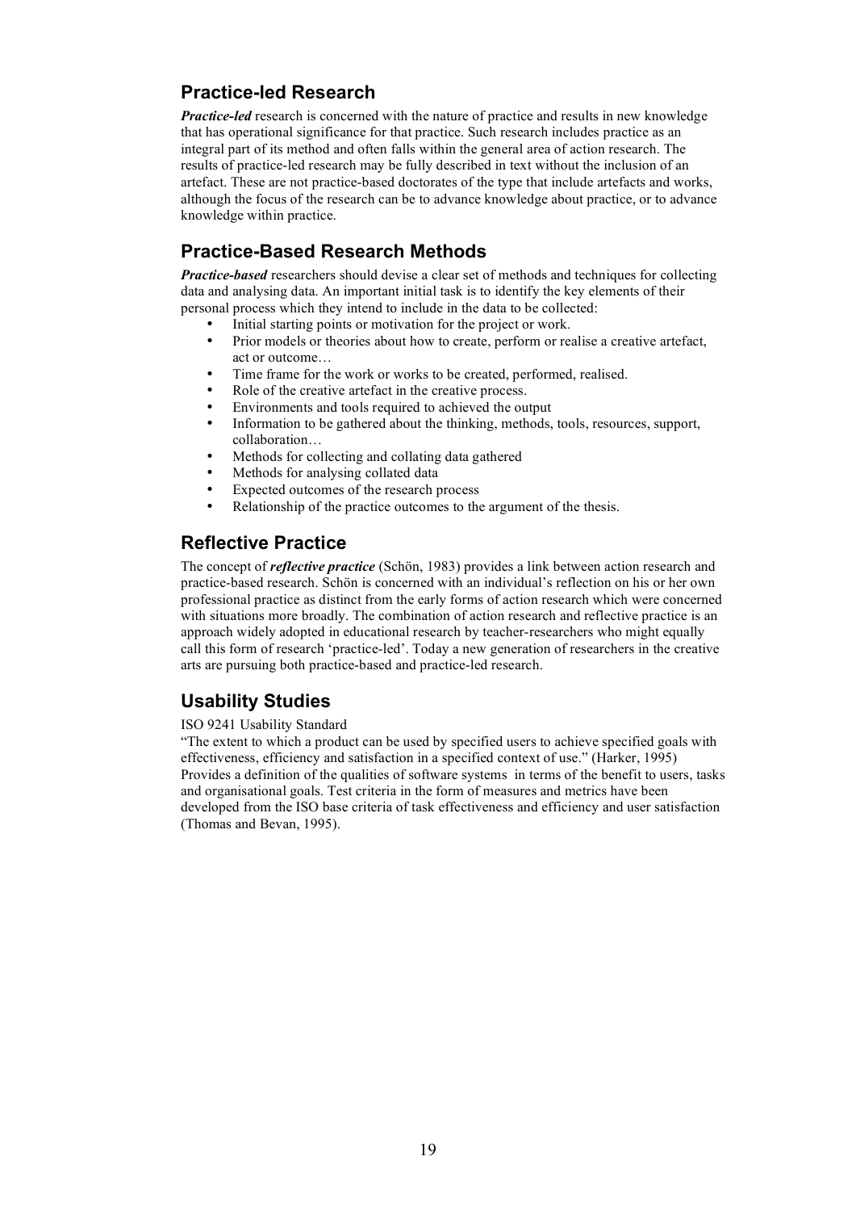## Practice-led Research

***Practice-led*** research is concerned with the nature of practice and results in new knowledge that has operational significance for that practice. Such research includes practice as an integral part of its method and often falls within the general area of action research. The results of practice-led research may be fully described in text without the inclusion of an artefact. These are not practice-based doctorates of the type that include artefacts and works, although the focus of the research can be to advance knowledge about practice, or to advance knowledge within practice.

## Practice-Based Research Methods

***Practice-based*** researchers should devise a clear set of methods and techniques for collecting data and analysing data. An important initial task is to identify the key elements of their personal process which they intend to include in the data to be collected:

- Initial starting points or motivation for the project or work.
- Prior models or theories about how to create, perform or realise a creative artefact, act or outcome…
- Time frame for the work or works to be created, performed, realised.
- Role of the creative artefact in the creative process.
- Environments and tools required to achieved the output
- Information to be gathered about the thinking, methods, tools, resources, support, collaboration…
- Methods for collecting and collating data gathered
- Methods for analysing collated data
- Expected outcomes of the research process
- Relationship of the practice outcomes to the argument of the thesis.

## Reflective Practice

The concept of ***reflective practice*** (Schön, 1983) provides a link between action research and practice-based research. Schön is concerned with an individual's reflection on his or her own professional practice as distinct from the early forms of action research which were concerned with situations more broadly. The combination of action research and reflective practice is an approach widely adopted in educational research by teacher-researchers who might equally call this form of research 'practice-led'. Today a new generation of researchers in the creative arts are pursuing both practice-based and practice-led research.

## Usability Studies

ISO 9241 Usability Standard

"The extent to which a product can be used by specified users to achieve specified goals with effectiveness, efficiency and satisfaction in a specified context of use." (Harker, 1995)
Provides a definition of the qualities of software systems in terms of the benefit to users, tasks and organisational goals. Test criteria in the form of measures and metrics have been developed from the ISO base criteria of task effectiveness and efficiency and user satisfaction (Thomas and Bevan, 1995).